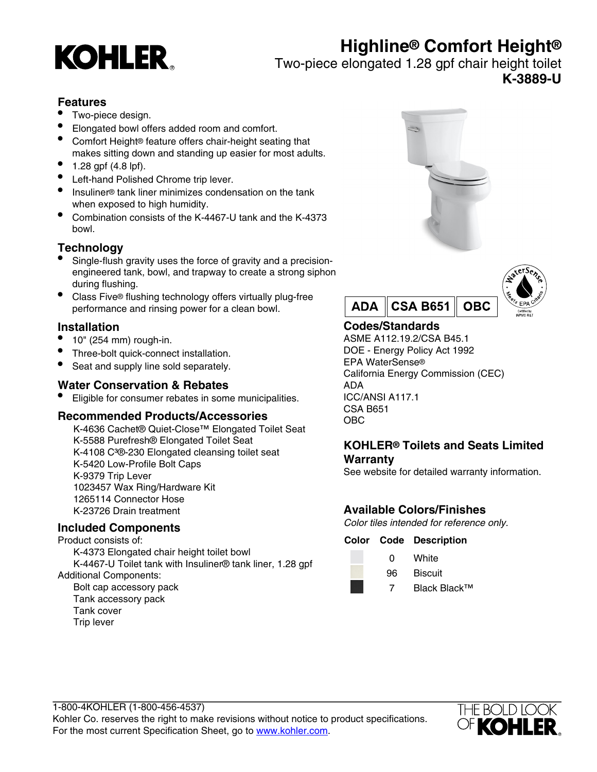# KOHLER.

# Highline® Comfort Height®

Two-piece elongated 1.28 gpf chair height toilet

**K-3889-U**

## Features

- Two-piece design.
- Elongated bowl offers added room and comfort.
- Comfort Height® feature offers chair-height seating that makes sitting down and standing up easier for most adults.
- 1.28 gpf (4.8 lpf).
- Left-hand Polished Chrome trip lever.
- Insuliner® tank liner minimizes condensation on the tank when exposed to high humidity.
- Combination consists of the K-4467-U tank and the K-4373 bowl.

## Technology

- Single-flush gravity uses the force of gravity and a precision-engineered tank, bowl, and trapway to create a strong siphon during flushing.
- Class Five® flushing technology offers virtually plug-free performance and rinsing power for a clean bowl.

## Installation

- 10" (254 mm) rough-in.
- Three-bolt quick-connect installation.
- Seat and supply line sold separately.

## Water Conservation & Rebates

- Eligible for consumer rebates in some municipalities.

## Recommended Products/Accessories

K-4636 Cachet® Quiet-Close™ Elongated Toilet Seat
K-5588 Purefresh® Elongated Toilet Seat
K-4108 C³®-230 Elongated cleansing toilet seat
K-5420 Low-Profile Bolt Caps
K-9379 Trip Lever
1023457 Wax Ring/Hardware Kit
1265114 Connector Hose
K-23726 Drain treatment

## Included Components

Product consists of:

K-4373 Elongated chair height toilet bowl
K-4467-U Toilet tank with Insuliner® tank liner, 1.28 gpf

Additional Components:

Bolt cap accessory pack
Tank accessory pack
Tank cover
Trip lever

ADA | CSA B651 | OBC

## Codes/Standards

ASME A112.19.2/CSA B45.1
DOE - Energy Policy Act 1992
EPA WaterSense®
California Energy Commission (CEC)
ADA
ICC/ANSI A117.1
CSA B651
OBC

## KOHLER® Toilets and Seats Limited Warranty

See website for detailed warranty information.

## Available Colors/Finishes

*Color tiles intended for reference only.*

| Color | Code | Description |
|---|---|---|
| | 0 | White |
| | 96 | Biscuit |
| | 7 | Black Black™ |

1-800-4KOHLER (1-800-456-4537)
Kohler Co. reserves the right to make revisions without notice to product specifications.
For the most current Specification Sheet, go to www.kohler.com.

THE BOLD LOOK OF KOHLER.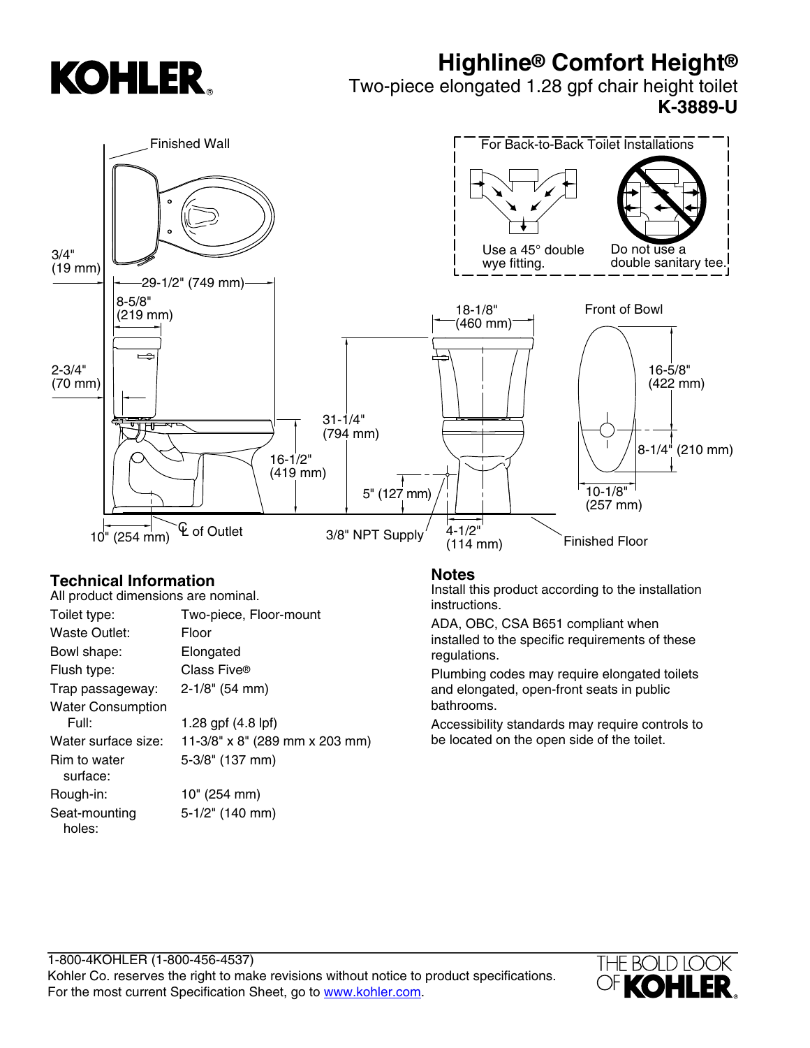# Highline® Comfort Height®

Two-piece elongated 1.28 gpf chair height toilet

**K-3889-U**

Finished Wall

3/4" (19 mm)

29-1/2" (749 mm)

8-5/8" (219 mm)

2-3/4" (70 mm)

For Back-to-Back Toilet Installations

Use a 45° double wye fitting.

Do not use a double sanitary tee.

18-1/8" (460 mm)

Front of Bowl

16-5/8" (422 mm)

31-1/4" (794 mm)

16-1/2" (419 mm)

8-1/4" (210 mm)

5" (127 mm)

10-1/8" (257 mm)

10" (254 mm)

℄ of Outlet

3/8" NPT Supply

4-1/2" (114 mm)

Finished Floor

## Technical Information

All product dimensions are nominal.

| | |
|---|---|
| Toilet type: | Two-piece, Floor-mount |
| Waste Outlet: | Floor |
| Bowl shape: | Elongated |
| Flush type: | Class Five® |
| Trap passageway: | 2-1/8" (54 mm) |
| Water Consumption | |
| Full: | 1.28 gpf (4.8 lpf) |
| Water surface size: | 11-3/8" x 8" (289 mm x 203 mm) |
| Rim to water surface: | 5-3/8" (137 mm) |
| Rough-in: | 10" (254 mm) |
| Seat-mounting holes: | 5-1/2" (140 mm) |

## Notes

Install this product according to the installation instructions.

ADA, OBC, CSA B651 compliant when installed to the specific requirements of these regulations.

Plumbing codes may require elongated toilets and elongated, open-front seats in public bathrooms.

Accessibility standards may require controls to be located on the open side of the toilet.

1-800-4KOHLER (1-800-456-4537)

Kohler Co. reserves the right to make revisions without notice to product specifications.

For the most current Specification Sheet, go to www.kohler.com.